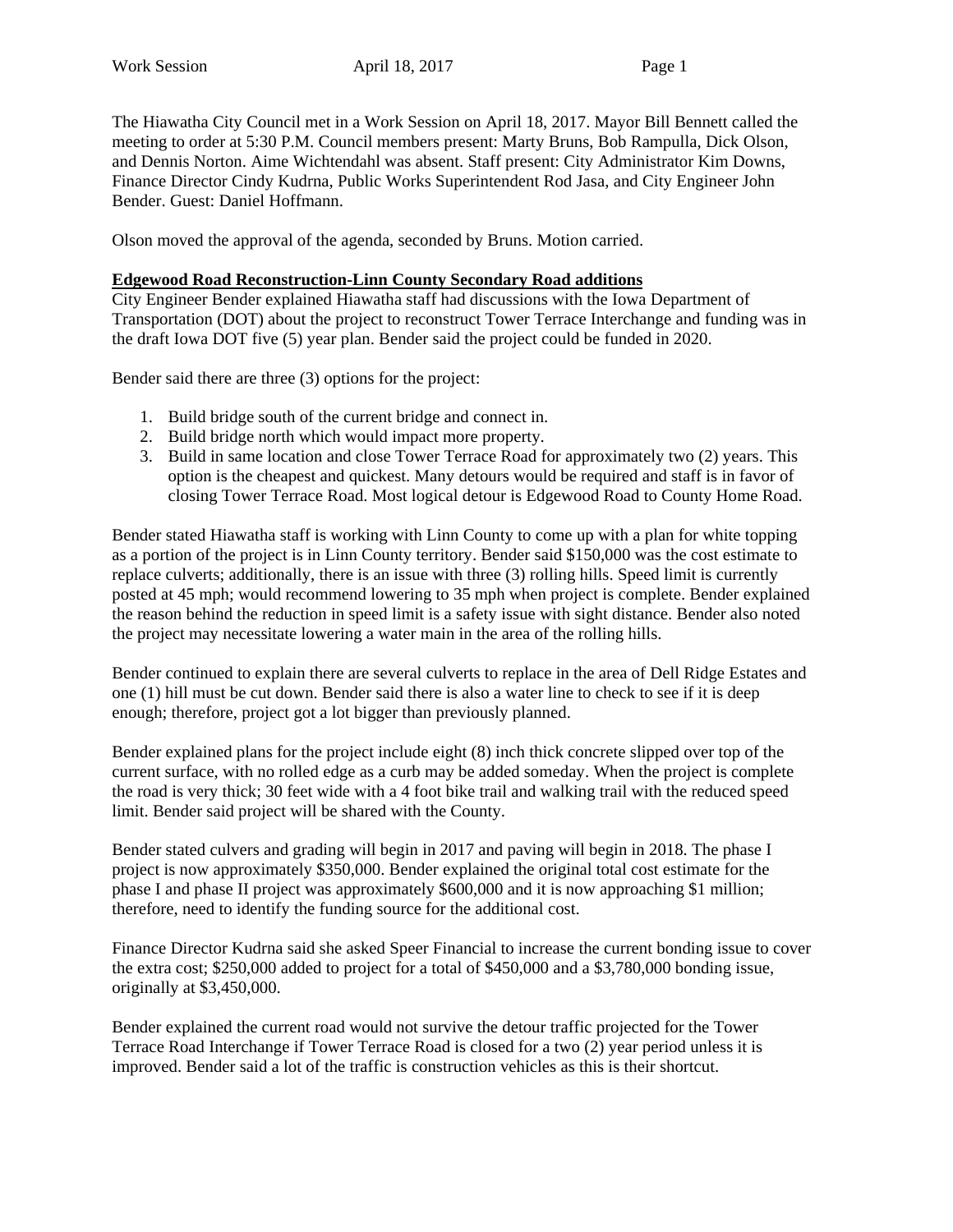The Hiawatha City Council met in a Work Session on April 18, 2017. Mayor Bill Bennett called the meeting to order at 5:30 P.M. Council members present: Marty Bruns, Bob Rampulla, Dick Olson, and Dennis Norton. Aime Wichtendahl was absent. Staff present: City Administrator Kim Downs, Finance Director Cindy Kudrna, Public Works Superintendent Rod Jasa, and City Engineer John Bender. Guest: Daniel Hoffmann.

Olson moved the approval of the agenda, seconded by Bruns. Motion carried.

**Edgewood Road Reconstruction-Linn County Secondary Road additions**

City Engineer Bender explained Hiawatha staff had discussions with the Iowa Department of Transportation (DOT) about the project to reconstruct Tower Terrace Interchange and funding was in the draft Iowa DOT five (5) year plan. Bender said the project could be funded in 2020.

Bender said there are three (3) options for the project:

1. Build bridge south of the current bridge and connect in.
2. Build bridge north which would impact more property.
3. Build in same location and close Tower Terrace Road for approximately two (2) years. This option is the cheapest and quickest. Many detours would be required and staff is in favor of closing Tower Terrace Road. Most logical detour is Edgewood Road to County Home Road.

Bender stated Hiawatha staff is working with Linn County to come up with a plan for white topping as a portion of the project is in Linn County territory. Bender said $150,000 was the cost estimate to replace culverts; additionally, there is an issue with three (3) rolling hills. Speed limit is currently posted at 45 mph; would recommend lowering to 35 mph when project is complete. Bender explained the reason behind the reduction in speed limit is a safety issue with sight distance. Bender also noted the project may necessitate lowering a water main in the area of the rolling hills.

Bender continued to explain there are several culverts to replace in the area of Dell Ridge Estates and one (1) hill must be cut down. Bender said there is also a water line to check to see if it is deep enough; therefore, project got a lot bigger than previously planned.

Bender explained plans for the project include eight (8) inch thick concrete slipped over top of the current surface, with no rolled edge as a curb may be added someday. When the project is complete the road is very thick; 30 feet wide with a 4 foot bike trail and walking trail with the reduced speed limit. Bender said project will be shared with the County.

Bender stated culvers and grading will begin in 2017 and paving will begin in 2018. The phase I project is now approximately $350,000. Bender explained the original total cost estimate for the phase I and phase II project was approximately $600,000 and it is now approaching $1 million; therefore, need to identify the funding source for the additional cost.

Finance Director Kudrna said she asked Speer Financial to increase the current bonding issue to cover the extra cost; $250,000 added to project for a total of $450,000 and a $3,780,000 bonding issue, originally at $3,450,000.

Bender explained the current road would not survive the detour traffic projected for the Tower Terrace Road Interchange if Tower Terrace Road is closed for a two (2) year period unless it is improved. Bender said a lot of the traffic is construction vehicles as this is their shortcut.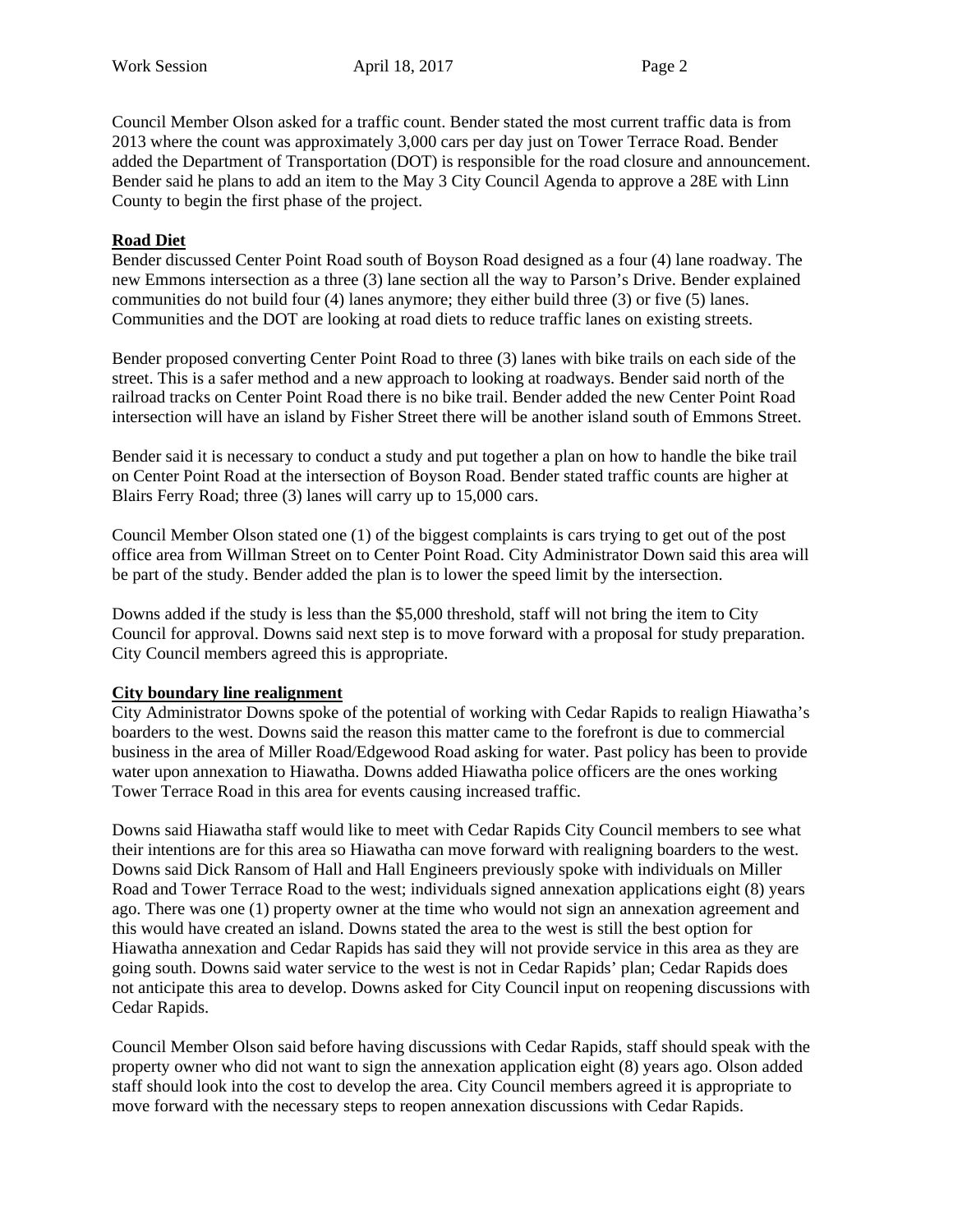Council Member Olson asked for a traffic count. Bender stated the most current traffic data is from 2013 where the count was approximately 3,000 cars per day just on Tower Terrace Road. Bender added the Department of Transportation (DOT) is responsible for the road closure and announcement. Bender said he plans to add an item to the May 3 City Council Agenda to approve a 28E with Linn County to begin the first phase of the project.

**Road Diet**

Bender discussed Center Point Road south of Boyson Road designed as a four (4) lane roadway. The new Emmons intersection as a three (3) lane section all the way to Parson's Drive. Bender explained communities do not build four (4) lanes anymore; they either build three (3) or five (5) lanes. Communities and the DOT are looking at road diets to reduce traffic lanes on existing streets.

Bender proposed converting Center Point Road to three (3) lanes with bike trails on each side of the street. This is a safer method and a new approach to looking at roadways. Bender said north of the railroad tracks on Center Point Road there is no bike trail. Bender added the new Center Point Road intersection will have an island by Fisher Street there will be another island south of Emmons Street.

Bender said it is necessary to conduct a study and put together a plan on how to handle the bike trail on Center Point Road at the intersection of Boyson Road. Bender stated traffic counts are higher at Blairs Ferry Road; three (3) lanes will carry up to 15,000 cars.

Council Member Olson stated one (1) of the biggest complaints is cars trying to get out of the post office area from Willman Street on to Center Point Road. City Administrator Down said this area will be part of the study. Bender added the plan is to lower the speed limit by the intersection.

Downs added if the study is less than the $5,000 threshold, staff will not bring the item to City Council for approval. Downs said next step is to move forward with a proposal for study preparation. City Council members agreed this is appropriate.

**City boundary line realignment**

City Administrator Downs spoke of the potential of working with Cedar Rapids to realign Hiawatha's boarders to the west. Downs said the reason this matter came to the forefront is due to commercial business in the area of Miller Road/Edgewood Road asking for water. Past policy has been to provide water upon annexation to Hiawatha. Downs added Hiawatha police officers are the ones working Tower Terrace Road in this area for events causing increased traffic.

Downs said Hiawatha staff would like to meet with Cedar Rapids City Council members to see what their intentions are for this area so Hiawatha can move forward with realigning boarders to the west. Downs said Dick Ransom of Hall and Hall Engineers previously spoke with individuals on Miller Road and Tower Terrace Road to the west; individuals signed annexation applications eight (8) years ago. There was one (1) property owner at the time who would not sign an annexation agreement and this would have created an island. Downs stated the area to the west is still the best option for Hiawatha annexation and Cedar Rapids has said they will not provide service in this area as they are going south. Downs said water service to the west is not in Cedar Rapids' plan; Cedar Rapids does not anticipate this area to develop. Downs asked for City Council input on reopening discussions with Cedar Rapids.

Council Member Olson said before having discussions with Cedar Rapids, staff should speak with the property owner who did not want to sign the annexation application eight (8) years ago. Olson added staff should look into the cost to develop the area. City Council members agreed it is appropriate to move forward with the necessary steps to reopen annexation discussions with Cedar Rapids.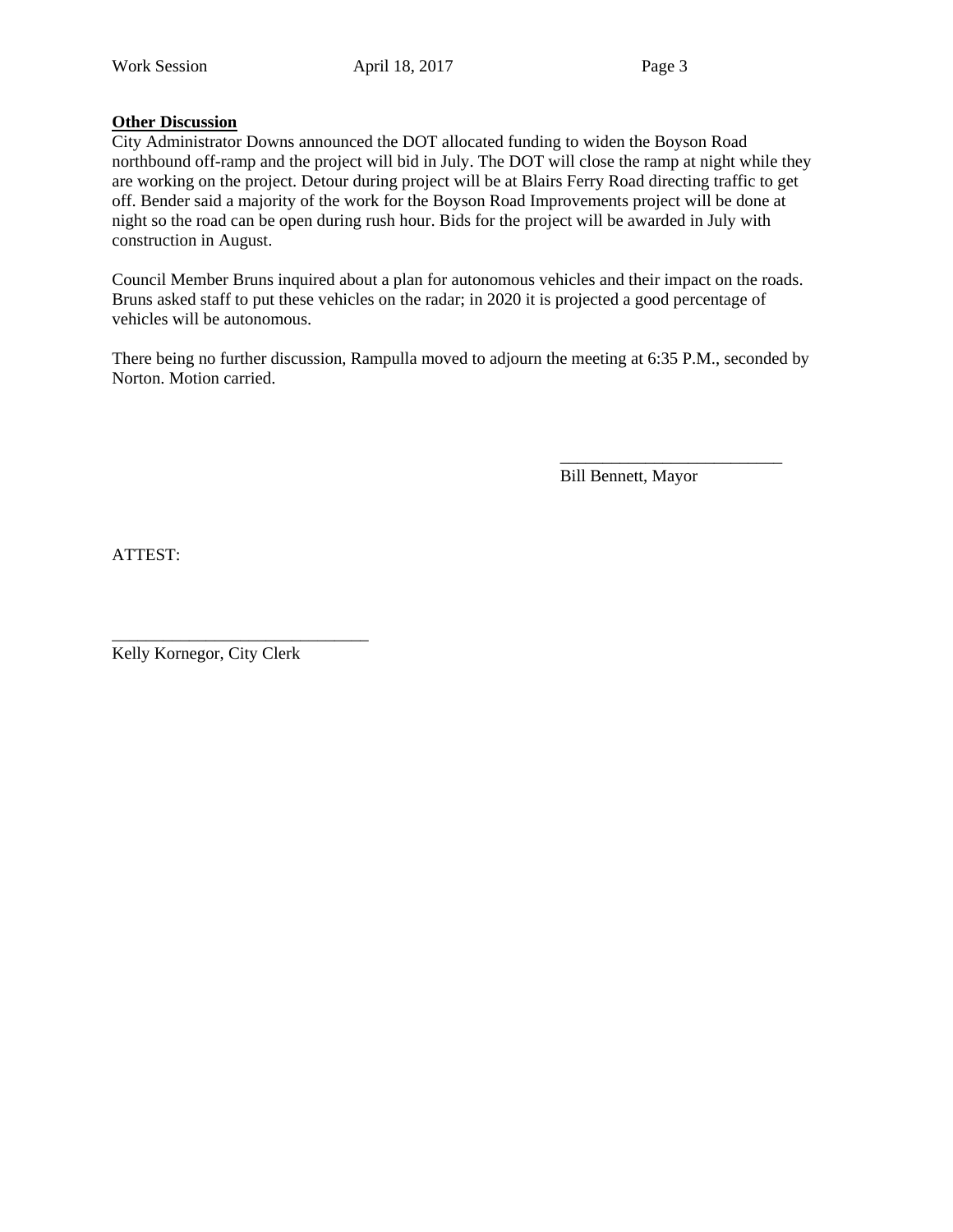**Other Discussion**

City Administrator Downs announced the DOT allocated funding to widen the Boyson Road northbound off-ramp and the project will bid in July. The DOT will close the ramp at night while they are working on the project. Detour during project will be at Blairs Ferry Road directing traffic to get off. Bender said a majority of the work for the Boyson Road Improvements project will be done at night so the road can be open during rush hour. Bids for the project will be awarded in July with construction in August.

Council Member Bruns inquired about a plan for autonomous vehicles and their impact on the roads. Bruns asked staff to put these vehicles on the radar; in 2020 it is projected a good percentage of vehicles will be autonomous.

There being no further discussion, Rampulla moved to adjourn the meeting at 6:35 P.M., seconded by Norton. Motion carried.

\_\_\_\_\_\_\_\_\_\_\_\_\_\_\_\_\_\_\_\_\_\_\_\_\_\_
Bill Bennett, Mayor

ATTEST:

\_\_\_\_\_\_\_\_\_\_\_\_\_\_\_\_\_\_\_\_\_\_\_\_\_\_\_\_\_\_
Kelly Kornegor, City Clerk